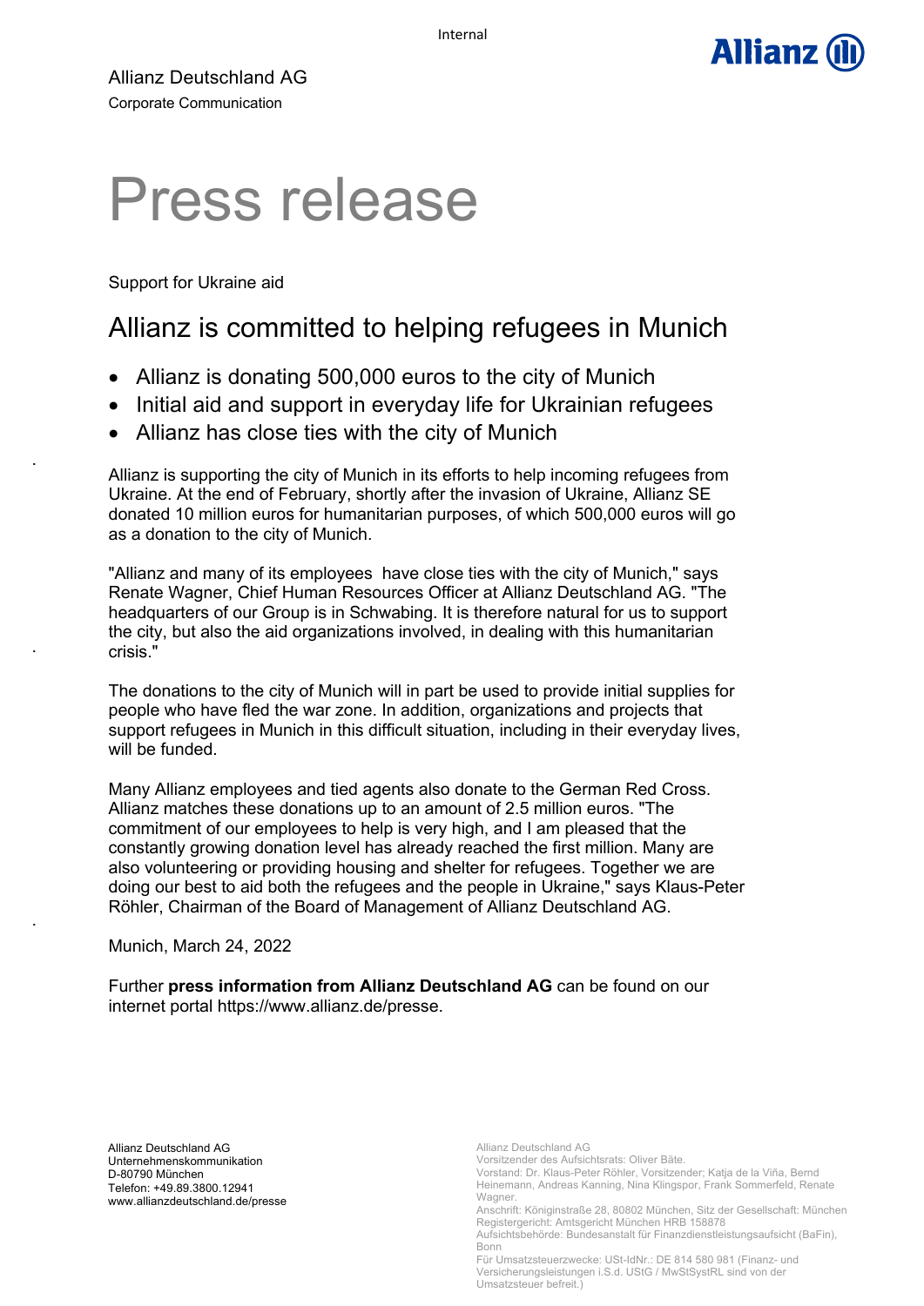Allianz Deutschland AG
Corporate Communication

# Press release

Support for Ukraine aid

## Allianz is committed to helping refugees in Munich

- Allianz is donating 500,000 euros to the city of Munich
- Initial aid and support in everyday life for Ukrainian refugees
- Allianz has close ties with the city of Munich

Allianz is supporting the city of Munich in its efforts to help incoming refugees from Ukraine. At the end of February, shortly after the invasion of Ukraine, Allianz SE donated 10 million euros for humanitarian purposes, of which 500,000 euros will go as a donation to the city of Munich.

"Allianz and many of its employees have close ties with the city of Munich," says Renate Wagner, Chief Human Resources Officer at Allianz Deutschland AG. "The headquarters of our Group is in Schwabing. It is therefore natural for us to support the city, but also the aid organizations involved, in dealing with this humanitarian crisis."

The donations to the city of Munich will in part be used to provide initial supplies for people who have fled the war zone. In addition, organizations and projects that support refugees in Munich in this difficult situation, including in their everyday lives, will be funded.

Many Allianz employees and tied agents also donate to the German Red Cross. Allianz matches these donations up to an amount of 2.5 million euros. "The commitment of our employees to help is very high, and I am pleased that the constantly growing donation level has already reached the first million. Many are also volunteering or providing housing and shelter for refugees. Together we are doing our best to aid both the refugees and the people in Ukraine," says Klaus-Peter Röhler, Chairman of the Board of Management of Allianz Deutschland AG.

Munich, March 24, 2022

Further **press information from Allianz Deutschland AG** can be found on our internet portal https://www.allianz.de/presse.

Allianz Deutschland AG
Unternehmenskommunikation
D-80790 München
Telefon: +49.89.3800.12941
www.allianzdeutschland.de/presse

Allianz Deutschland AG
Vorsitzender des Aufsichtsrats: Oliver Bäte.
Vorstand: Dr. Klaus-Peter Röhler, Vorsitzender; Katja de la Viña, Bernd Heinemann, Andreas Kanning, Nina Klingspor, Frank Sommerfeld, Renate Wagner.
Anschrift: Königinstraße 28, 80802 München, Sitz der Gesellschaft: München
Registergericht: Amtsgericht München HRB 158878
Aufsichtsbehörde: Bundesanstalt für Finanzdienstleistungsaufsicht (BaFin), Bonn
Für Umsatzsteuerzwecke: USt-IdNr.: DE 814 580 981 (Finanz- und Versicherungsleistungen i.S.d. UStG / MwStSystRL sind von der Umsatzsteuer befreit.)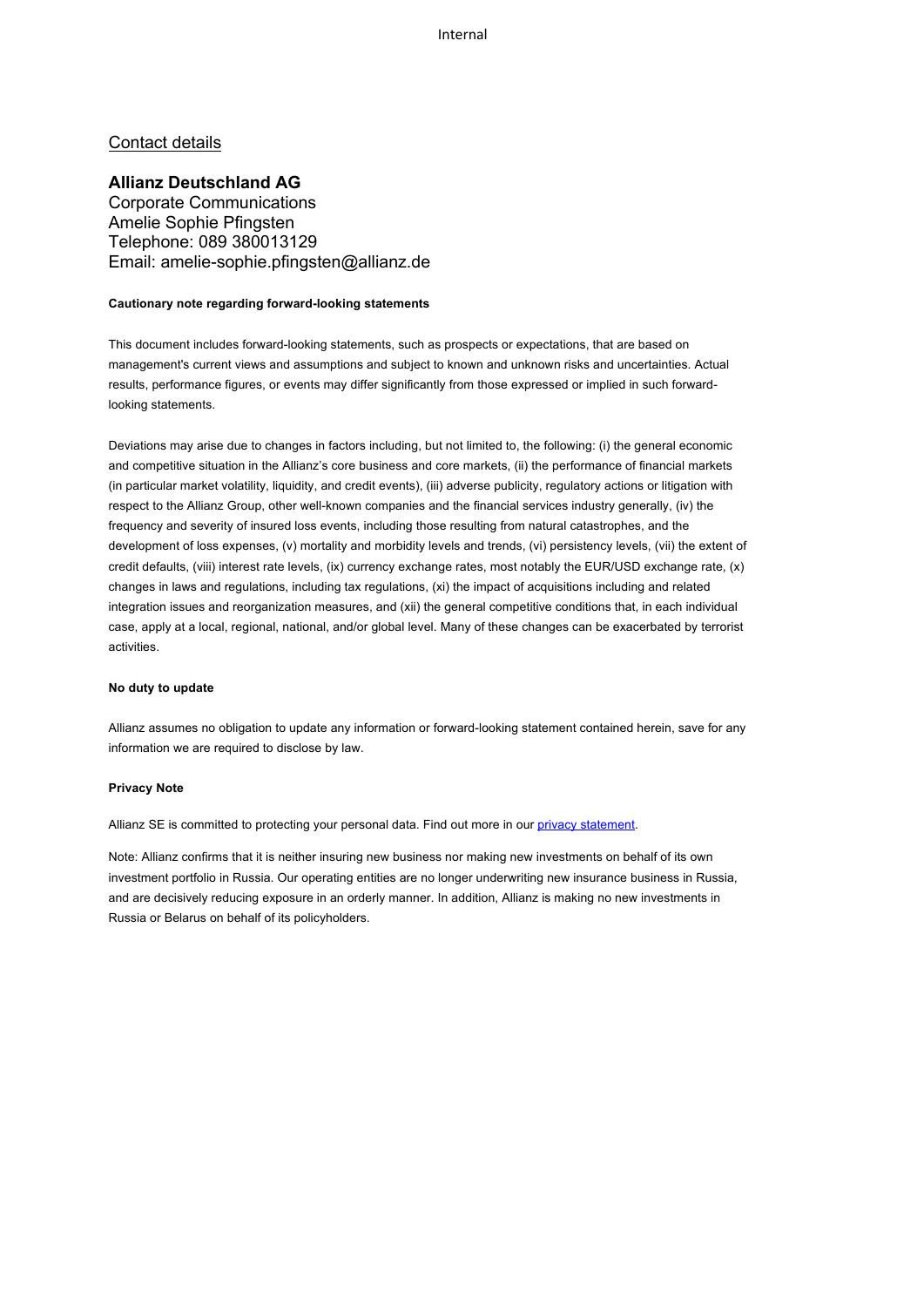## Contact details

**Allianz Deutschland AG**
Corporate Communications
Amelie Sophie Pfingsten
Telephone: 089 380013129
Email: amelie-sophie.pfingsten@allianz.de

**Cautionary note regarding forward-looking statements**

This document includes forward-looking statements, such as prospects or expectations, that are based on management's current views and assumptions and subject to known and unknown risks and uncertainties. Actual results, performance figures, or events may differ significantly from those expressed or implied in such forward-looking statements.

Deviations may arise due to changes in factors including, but not limited to, the following: (i) the general economic and competitive situation in the Allianz's core business and core markets, (ii) the performance of financial markets (in particular market volatility, liquidity, and credit events), (iii) adverse publicity, regulatory actions or litigation with respect to the Allianz Group, other well-known companies and the financial services industry generally, (iv) the frequency and severity of insured loss events, including those resulting from natural catastrophes, and the development of loss expenses, (v) mortality and morbidity levels and trends, (vi) persistency levels, (vii) the extent of credit defaults, (viii) interest rate levels, (ix) currency exchange rates, most notably the EUR/USD exchange rate, (x) changes in laws and regulations, including tax regulations, (xi) the impact of acquisitions including and related integration issues and reorganization measures, and (xii) the general competitive conditions that, in each individual case, apply at a local, regional, national, and/or global level. Many of these changes can be exacerbated by terrorist activities.

**No duty to update**

Allianz assumes no obligation to update any information or forward-looking statement contained herein, save for any information we are required to disclose by law.

**Privacy Note**

Allianz SE is committed to protecting your personal data. Find out more in our privacy statement.

Note: Allianz confirms that it is neither insuring new business nor making new investments on behalf of its own investment portfolio in Russia. Our operating entities are no longer underwriting new insurance business in Russia, and are decisively reducing exposure in an orderly manner. In addition, Allianz is making no new investments in Russia or Belarus on behalf of its policyholders.